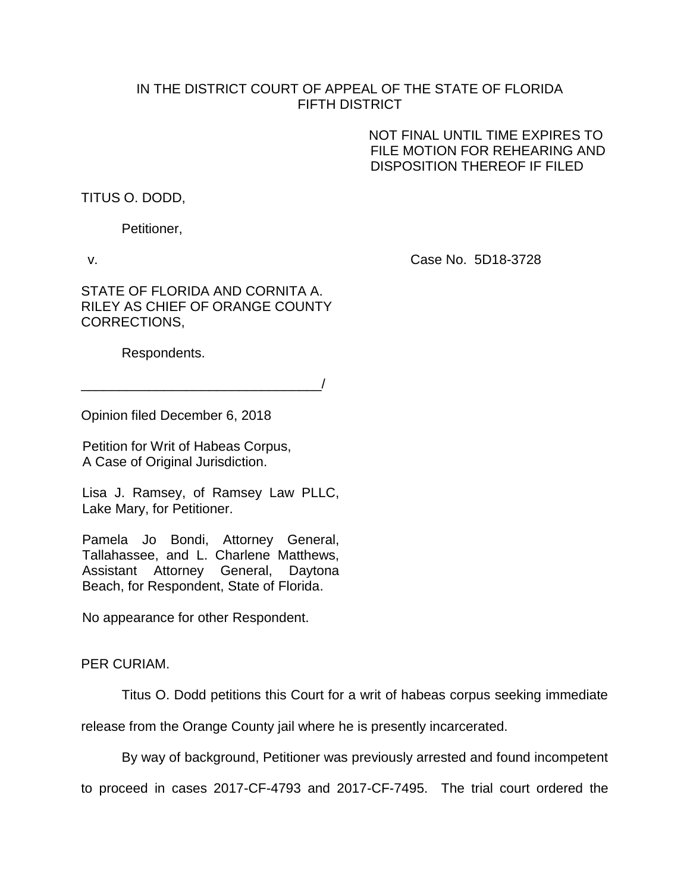IN THE DISTRICT COURT OF APPEAL OF THE STATE OF FLORIDA
FIFTH DISTRICT

NOT FINAL UNTIL TIME EXPIRES TO FILE MOTION FOR REHEARING AND DISPOSITION THEREOF IF FILED

TITUS O. DODD,

Petitioner,

v. Case No. 5D18-3728

STATE OF FLORIDA AND CORNITA A. RILEY AS CHIEF OF ORANGE COUNTY CORRECTIONS,

Respondents.

________________________________/

Opinion filed December 6, 2018

Petition for Writ of Habeas Corpus, A Case of Original Jurisdiction.

Lisa J. Ramsey, of Ramsey Law PLLC, Lake Mary, for Petitioner.

Pamela Jo Bondi, Attorney General, Tallahassee, and L. Charlene Matthews, Assistant Attorney General, Daytona Beach, for Respondent, State of Florida.

No appearance for other Respondent.

PER CURIAM.

Titus O. Dodd petitions this Court for a writ of habeas corpus seeking immediate release from the Orange County jail where he is presently incarcerated.

By way of background, Petitioner was previously arrested and found incompetent to proceed in cases 2017-CF-4793 and 2017-CF-7495. The trial court ordered the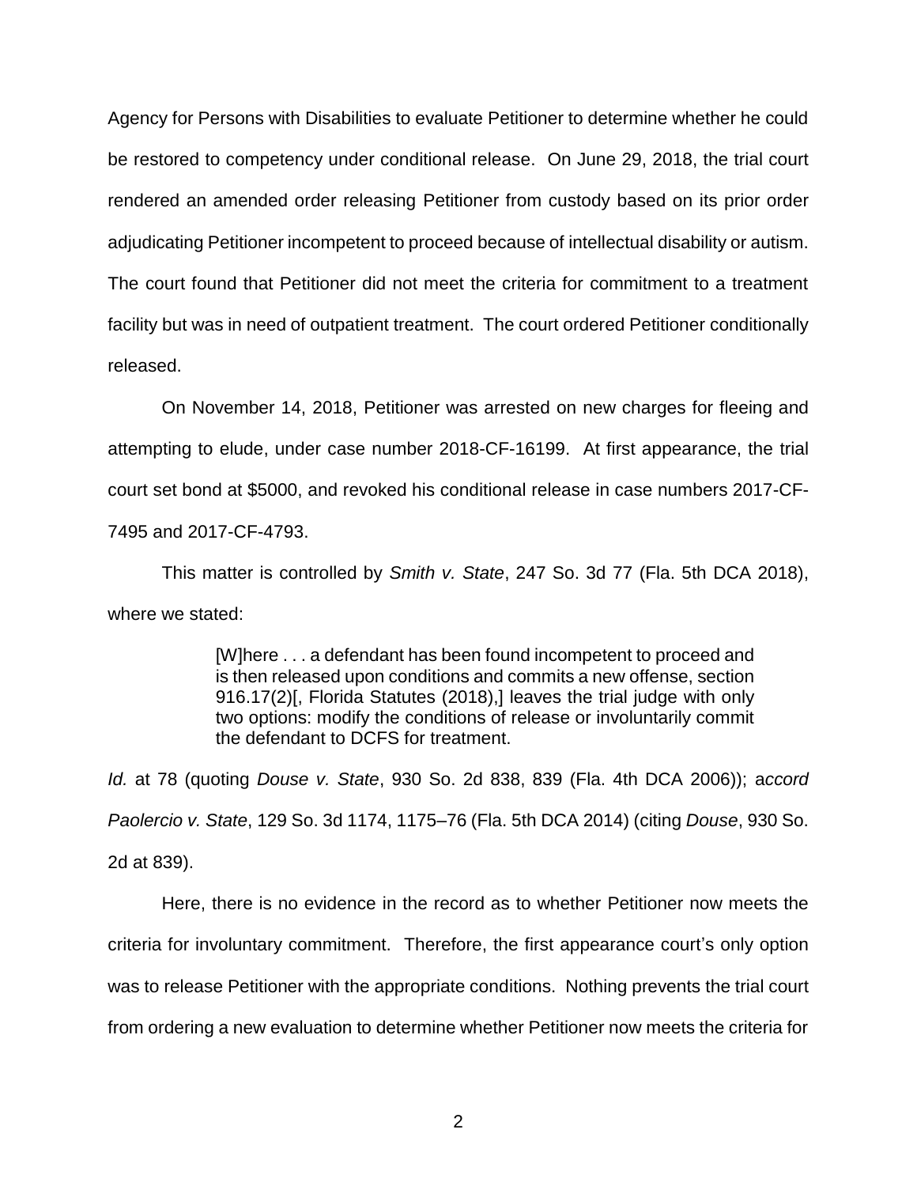Agency for Persons with Disabilities to evaluate Petitioner to determine whether he could be restored to competency under conditional release. On June 29, 2018, the trial court rendered an amended order releasing Petitioner from custody based on its prior order adjudicating Petitioner incompetent to proceed because of intellectual disability or autism. The court found that Petitioner did not meet the criteria for commitment to a treatment facility but was in need of outpatient treatment. The court ordered Petitioner conditionally released.

On November 14, 2018, Petitioner was arrested on new charges for fleeing and attempting to elude, under case number 2018-CF-16199. At first appearance, the trial court set bond at $5000, and revoked his conditional release in case numbers 2017-CF-7495 and 2017-CF-4793.

This matter is controlled by *Smith v. State*, 247 So. 3d 77 (Fla. 5th DCA 2018), where we stated:

> [W]here . . . a defendant has been found incompetent to proceed and is then released upon conditions and commits a new offense, section 916.17(2)[, Florida Statutes (2018),] leaves the trial judge with only two options: modify the conditions of release or involuntarily commit the defendant to DCFS for treatment.

*Id.* at 78 (quoting *Douse v. State*, 930 So. 2d 838, 839 (Fla. 4th DCA 2006)); a*ccord Paolercio v. State*, 129 So. 3d 1174, 1175–76 (Fla. 5th DCA 2014) (citing *Douse*, 930 So. 2d at 839).

Here, there is no evidence in the record as to whether Petitioner now meets the criteria for involuntary commitment. Therefore, the first appearance court's only option was to release Petitioner with the appropriate conditions. Nothing prevents the trial court from ordering a new evaluation to determine whether Petitioner now meets the criteria for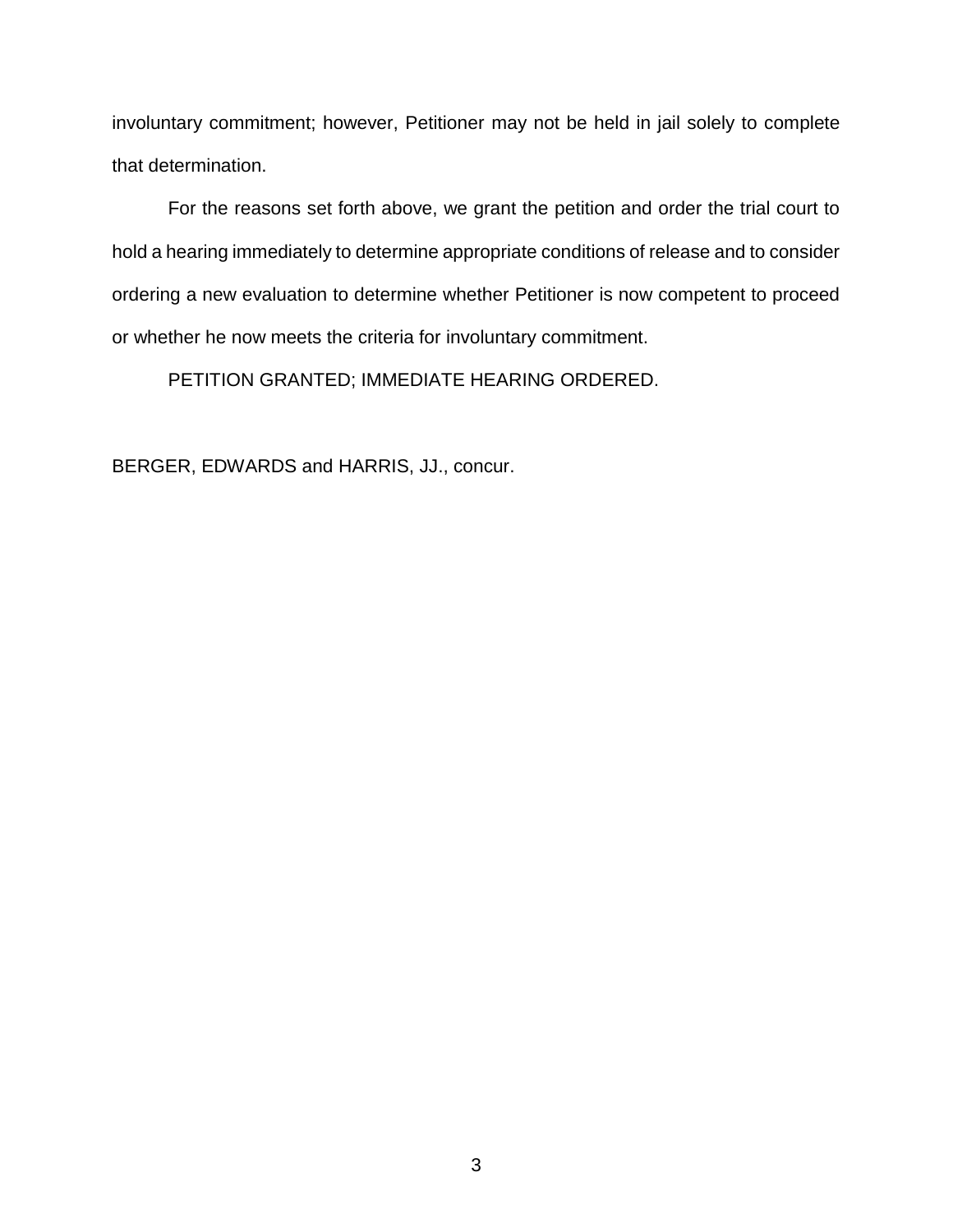involuntary commitment; however, Petitioner may not be held in jail solely to complete that determination.

For the reasons set forth above, we grant the petition and order the trial court to hold a hearing immediately to determine appropriate conditions of release and to consider ordering a new evaluation to determine whether Petitioner is now competent to proceed or whether he now meets the criteria for involuntary commitment.

PETITION GRANTED; IMMEDIATE HEARING ORDERED.

BERGER, EDWARDS and HARRIS, JJ., concur.